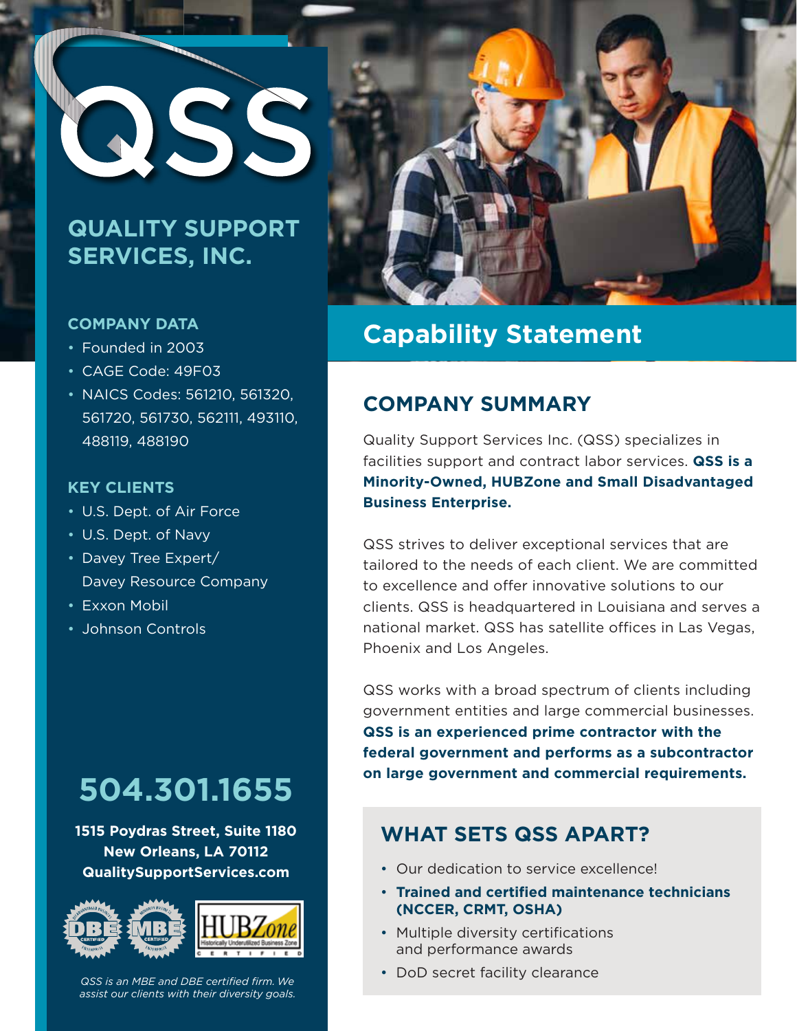# QSS

## QUALITY SUPPORT SERVICES, INC.

### COMPANY DATA

- Founded in 2003
- CAGE Code: 49F03
- NAICS Codes: 561210, 561320, 561720, 561730, 562111, 493110, 488119, 488190

### KEY CLIENTS

- U.S. Dept. of Air Force
- U.S. Dept. of Navy
- Davey Tree Expert/ Davey Resource Company
- Exxon Mobil
- Johnson Controls

**504.301.1655**

**1515 Poydras Street, Suite 1180**
**New Orleans, LA 70112**
**QualitySupportServices.com**

DBE CERTIFIED · MBE CERTIFIED · HUBZone Historically Underutilized Business Zone CERTIFIED

*QSS is an MBE and DBE certified firm. We assist our clients with their diversity goals.*

# Capability Statement

## COMPANY SUMMARY

Quality Support Services Inc. (QSS) specializes in facilities support and contract labor services. **QSS is a Minority-Owned, HUBZone and Small Disadvantaged Business Enterprise.**

QSS strives to deliver exceptional services that are tailored to the needs of each client. We are committed to excellence and offer innovative solutions to our clients. QSS is headquartered in Louisiana and serves a national market. QSS has satellite offices in Las Vegas, Phoenix and Los Angeles.

QSS works with a broad spectrum of clients including government entities and large commercial businesses. **QSS is an experienced prime contractor with the federal government and performs as a subcontractor on large government and commercial requirements.**

## WHAT SETS QSS APART?

- Our dedication to service excellence!
- **Trained and certified maintenance technicians (NCCER, CRMT, OSHA)**
- Multiple diversity certifications and performance awards
- DoD secret facility clearance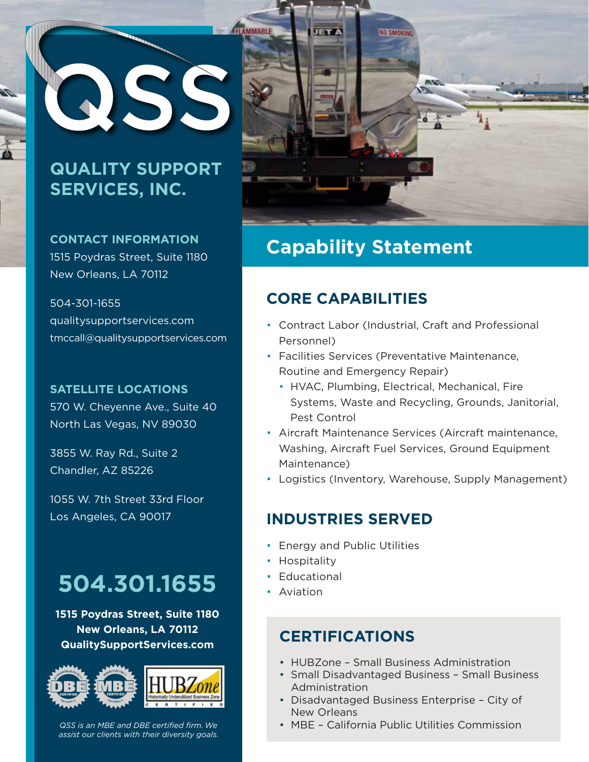# QSS

## QUALITY SUPPORT SERVICES, INC.

### CONTACT INFORMATION

1515 Poydras Street, Suite 1180
New Orleans, LA 70112

504-301-1655
qualitysupportservices.com
tmccall@qualitysupportservices.com

### SATELLITE LOCATIONS

570 W. Cheyenne Ave., Suite 40
North Las Vegas, NV 89030

3855 W. Ray Rd., Suite 2
Chandler, AZ 85226

1055 W. 7th Street 33rd Floor
Los Angeles, CA 90017

## 504.301.1655

**1515 Poydras Street, Suite 1180**
**New Orleans, LA 70112**
**QualitySupportServices.com**

*QSS is an MBE and DBE certified firm. We assist our clients with their diversity goals.*

# Capability Statement

## CORE CAPABILITIES

- Contract Labor (Industrial, Craft and Professional Personnel)
- Facilities Services (Preventative Maintenance, Routine and Emergency Repair)
  - HVAC, Plumbing, Electrical, Mechanical, Fire Systems, Waste and Recycling, Grounds, Janitorial, Pest Control
- Aircraft Maintenance Services (Aircraft maintenance, Washing, Aircraft Fuel Services, Ground Equipment Maintenance)
- Logistics (Inventory, Warehouse, Supply Management)

## INDUSTRIES SERVED

- Energy and Public Utilities
- Hospitality
- Educational
- Aviation

## CERTIFICATIONS

- HUBZone – Small Business Administration
- Small Disadvantaged Business – Small Business Administration
- Disadvantaged Business Enterprise – City of New Orleans
- MBE – California Public Utilities Commission